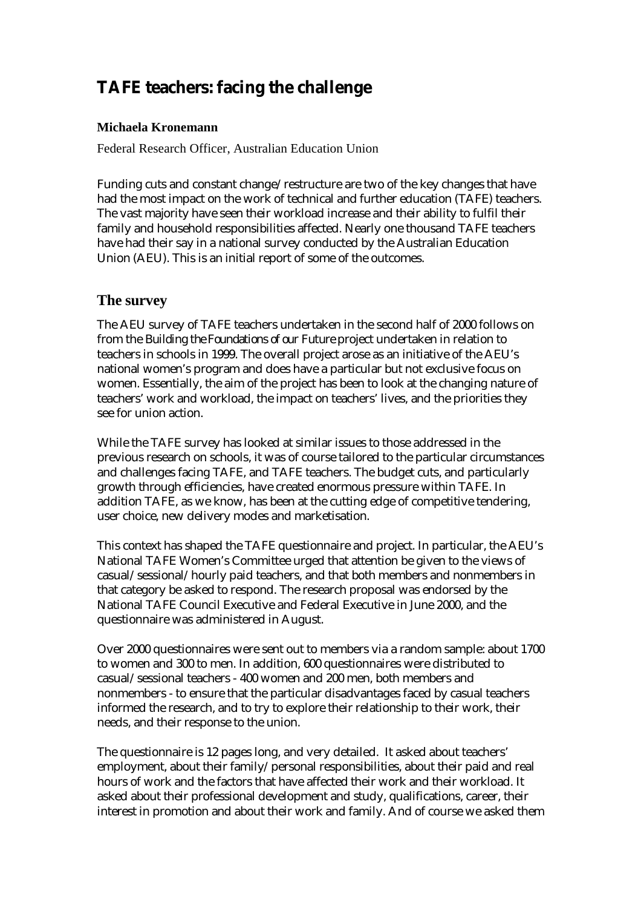# TAFE teachers: facing the challenge

**Michaela Kronemann**

Federal Research Officer, Australian Education Union

Funding cuts and constant change/restructure are two of the key changes that have had the most impact on the work of technical and further education (TAFE) teachers. The vast majority have seen their workload increase and their ability to fulfil their family and household responsibilities affected. Nearly one thousand TAFE teachers have had their say in a national survey conducted by the Australian Education Union (AEU). This is an initial report of some of the outcomes.

## The survey

The AEU survey of TAFE teachers undertaken in the second half of 2000 follows on from the *Building the Foundations of our Future* project undertaken in relation to teachers in schools in 1999. The overall project arose as an initiative of the AEU's national women's program and does have a particular but not exclusive focus on women. Essentially, the aim of the project has been to look at the changing nature of teachers' work and workload, the impact on teachers' lives, and the priorities they see for union action.

While the TAFE survey has looked at similar issues to those addressed in the previous research on schools, it was of course tailored to the particular circumstances and challenges facing TAFE, and TAFE teachers. The budget cuts, and particularly growth through efficiencies, have created enormous pressure within TAFE. In addition TAFE, as we know, has been at the cutting edge of competitive tendering, user choice, new delivery modes and marketisation.

This context has shaped the TAFE questionnaire and project. In particular, the AEU's National TAFE Women's Committee urged that attention be given to the views of casual/sessional/hourly paid teachers, and that both members and nonmembers in that category be asked to respond. The research proposal was endorsed by the National TAFE Council Executive and Federal Executive in June 2000, and the questionnaire was administered in August.

Over 2000 questionnaires were sent out to members via a random sample: about 1700 to women and 300 to men. In addition, 600 questionnaires were distributed to casual/sessional teachers - 400 women and 200 men, both members and nonmembers - to ensure that the particular disadvantages faced by casual teachers informed the research, and to try to explore their relationship to their work, their needs, and their response to the union.

The questionnaire is 12 pages long, and very detailed. It asked about teachers' employment, about their family/personal responsibilities, about their paid and real hours of work and the factors that have affected their work and their workload. It asked about their professional development and study, qualifications, career, their interest in promotion and about their work and family. And of course we asked them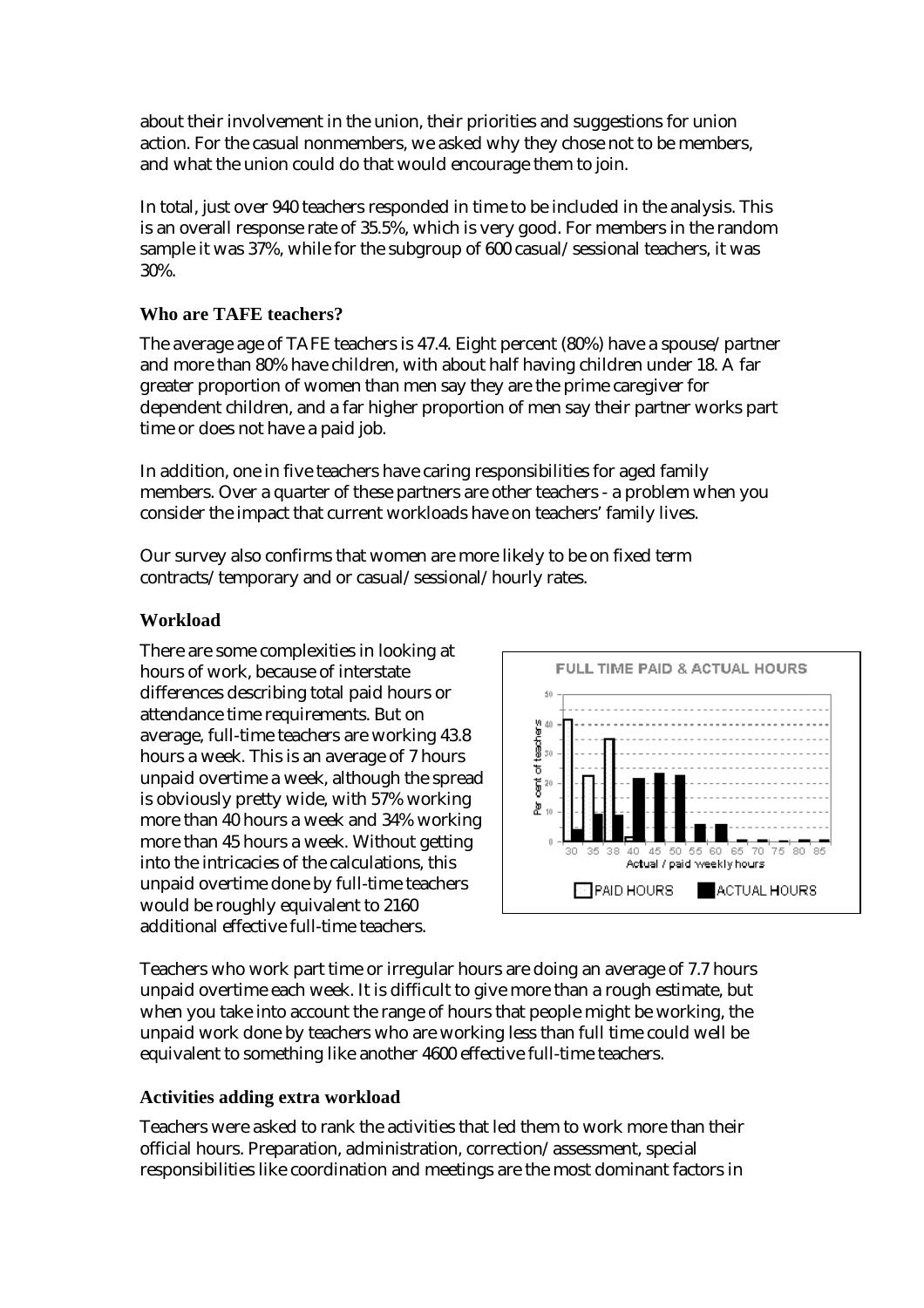about their involvement in the union, their priorities and suggestions for union action. For the casual nonmembers, we asked why they chose not to be members, and what the union could do that would encourage them to join.

In total, just over 940 teachers responded in time to be included in the analysis. This is an overall response rate of 35.5%, which is very good. For members in the random sample it was 37%, while for the subgroup of 600 casual/sessional teachers, it was 30%.

### Who are TAFE teachers?

The average age of TAFE teachers is 47.4. Eight percent (80%) have a spouse/partner and more than 80% have children, with about half having children under 18. A far greater proportion of women than men say they are the prime caregiver for dependent children, and a far higher proportion of men say their partner works part time or does not have a paid job.

In addition, one in five teachers have caring responsibilities for aged family members. Over a quarter of these partners are other teachers - a problem when you consider the impact that current workloads have on teachers' family lives.

Our survey also confirms that women are more likely to be on fixed term contracts/temporary and or casual/sessional/hourly rates.

### Workload

There are some complexities in looking at hours of work, because of interstate differences describing total paid hours or attendance time requirements. But on average, full-time teachers are working 43.8 hours a week. This is an average of 7 hours unpaid overtime a week, although the spread is obviously pretty wide, with 57% working more than 40 hours a week and 34% working more than 45 hours a week. Without getting into the intricacies of the calculations, this unpaid overtime done by full-time teachers would be roughly equivalent to 2160 additional effective full-time teachers.

FULL TIME PAID & ACTUAL HOURS

Teachers who work part time or irregular hours are doing an average of 7.7 hours unpaid overtime each week. It is difficult to give more than a rough estimate, but when you take into account the range of hours that people might be working, the unpaid work done by teachers who are working less than full time could well be equivalent to something like another 4600 effective full-time teachers.

### Activities adding extra workload

Teachers were asked to rank the activities that led them to work more than their official hours. Preparation, administration, correction/assessment, special responsibilities like coordination and meetings are the most dominant factors in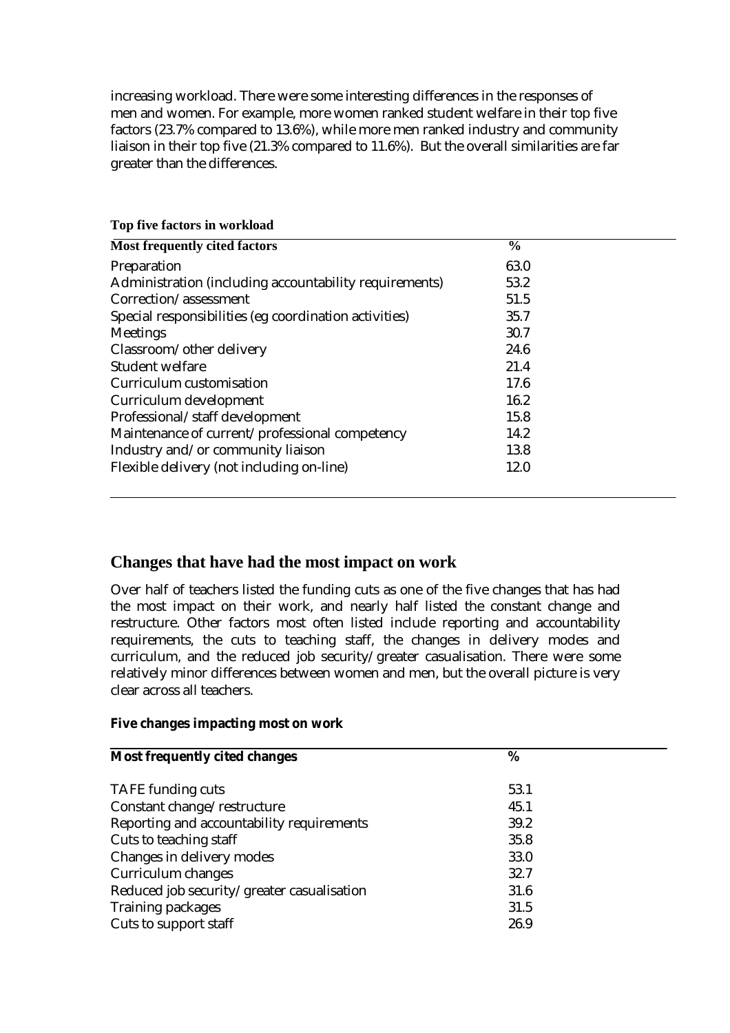increasing workload. There were some interesting differences in the responses of men and women. For example, more women ranked student welfare in their top five factors (23.7% compared to 13.6%), while more men ranked industry and community liaison in their top five (21.3% compared to 11.6%). But the overall similarities are far greater than the differences.

**Top five factors in workload**

| Most frequently cited factors | % |
|---|---|
| Preparation | 63.0 |
| Administration (including accountability requirements) | 53.2 |
| Correction/assessment | 51.5 |
| Special responsibilities (eg coordination activities) | 35.7 |
| Meetings | 30.7 |
| Classroom/other delivery | 24.6 |
| Student welfare | 21.4 |
| Curriculum customisation | 17.6 |
| Curriculum development | 16.2 |
| Professional/staff development | 15.8 |
| Maintenance of current/professional competency | 14.2 |
| Industry and/or community liaison | 13.8 |
| Flexible delivery (not including on-line) | 12.0 |

## Changes that have had the most impact on work

Over half of teachers listed the funding cuts as one of the five changes that has had the most impact on their work, and nearly half listed the constant change and restructure. Other factors most often listed include reporting and accountability requirements, the cuts to teaching staff, the changes in delivery modes and curriculum, and the reduced job security/greater casualisation. There were some relatively minor differences between women and men, but the overall picture is very clear across all teachers.

**Five changes impacting most on work**

| Most frequently cited changes | % |
|---|---|
| TAFE funding cuts | 53.1 |
| Constant change/restructure | 45.1 |
| Reporting and accountability requirements | 39.2 |
| Cuts to teaching staff | 35.8 |
| Changes in delivery modes | 33.0 |
| Curriculum changes | 32.7 |
| Reduced job security/greater casualisation | 31.6 |
| Training packages | 31.5 |
| Cuts to support staff | 26.9 |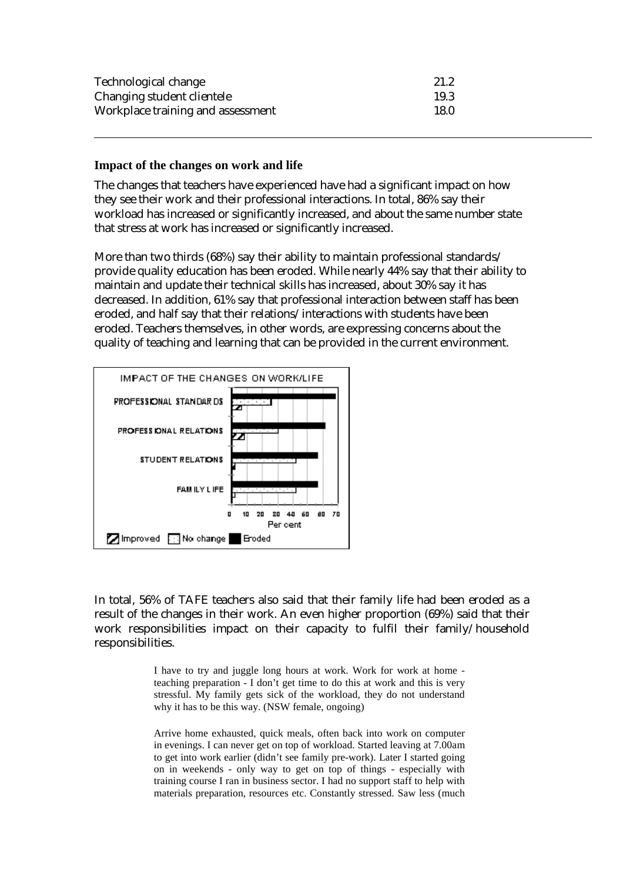| | |
|---|---|
| Technological change | 21.2 |
| Changing student clientele | 19.3 |
| Workplace training and assessment | 18.0 |

### Impact of the changes on work and life

The changes that teachers have experienced have had a significant impact on how they see their work and their professional interactions. In total, 86% say their workload has increased or significantly increased, and about the same number state that stress at work has increased or significantly increased.

More than two thirds (68%) say their ability to maintain professional standards/ provide quality education has been eroded. While nearly 44% say that their ability to maintain and update their technical skills has increased, about 30% say it has decreased. In addition, 61% say that professional interaction between staff has been eroded, and half say that their relations/interactions with students have been eroded. Teachers themselves, in other words, are expressing concerns about the quality of teaching and learning that can be provided in the current environment.

IMPACT OF THE CHANGES ON WORK/LIFE

In total, 56% of TAFE teachers also said that their family life had been eroded as a result of the changes in their work. An even higher proportion (69%) said that their work responsibilities impact on their capacity to fulfil their family/household responsibilities.

> I have to try and juggle long hours at work. Work for work at home - teaching preparation - I don't get time to do this at work and this is very stressful. My family gets sick of the workload, they do not understand why it has to be this way. (NSW female, ongoing)

> Arrive home exhausted, quick meals, often back into work on computer in evenings. I can never get on top of workload. Started leaving at 7.00am to get into work earlier (didn't see family pre-work). Later I started going on in weekends - only way to get on top of things - especially with training course I ran in business sector. I had no support staff to help with materials preparation, resources etc. Constantly stressed. Saw less (much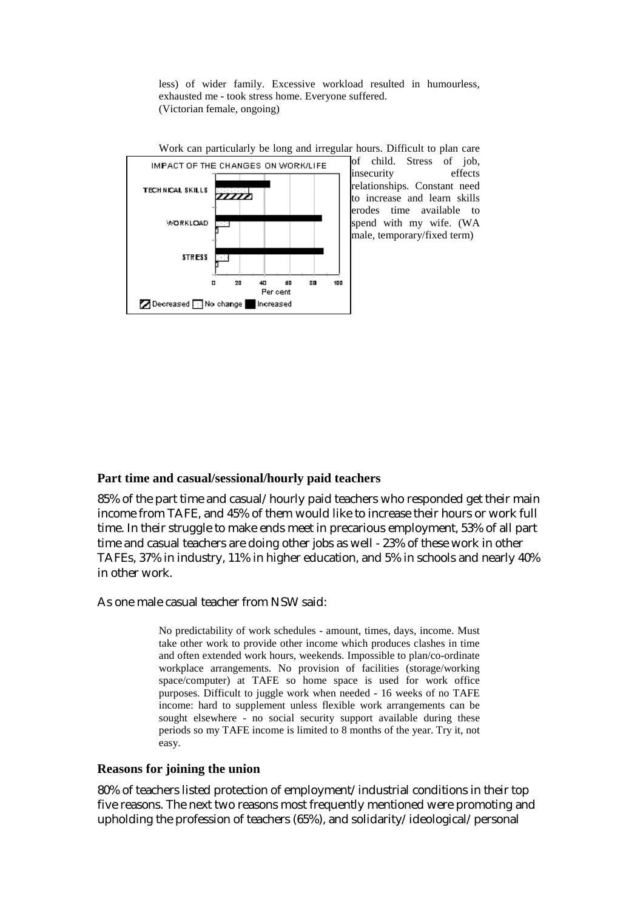less) of wider family. Excessive workload resulted in humourless, exhausted me - took stress home. Everyone suffered.
(Victorian female, ongoing)

Work can particularly be long and irregular hours. Difficult to plan care of child. Stress of job, insecurity effects relationships. Constant need to increase and learn skills erodes time available to spend with my wife. (WA male, temporary/fixed term)

IMPACT OF THE CHANGES ON WORK/LIFE

### Part time and casual/sessional/hourly paid teachers

85% of the part time and casual/hourly paid teachers who responded get their main income from TAFE, and 45% of them would like to increase their hours or work full time. In their struggle to make ends meet in precarious employment, 53% of all part time and casual teachers are doing other jobs as well - 23% of these work in other TAFEs, 37% in industry, 11% in higher education, and 5% in schools and nearly 40% in other work.

As one male casual teacher from NSW said:

> No predictability of work schedules - amount, times, days, income. Must take other work to provide other income which produces clashes in time and often extended work hours, weekends. Impossible to plan/co-ordinate workplace arrangements. No provision of facilities (storage/working space/computer) at TAFE so home space is used for work office purposes. Difficult to juggle work when needed - 16 weeks of no TAFE income: hard to supplement unless flexible work arrangements can be sought elsewhere - no social security support available during these periods so my TAFE income is limited to 8 months of the year. Try it, not easy.

### Reasons for joining the union

80% of teachers listed protection of employment/industrial conditions in their top five reasons. The next two reasons most frequently mentioned were promoting and upholding the profession of teachers (65%), and solidarity/ideological/personal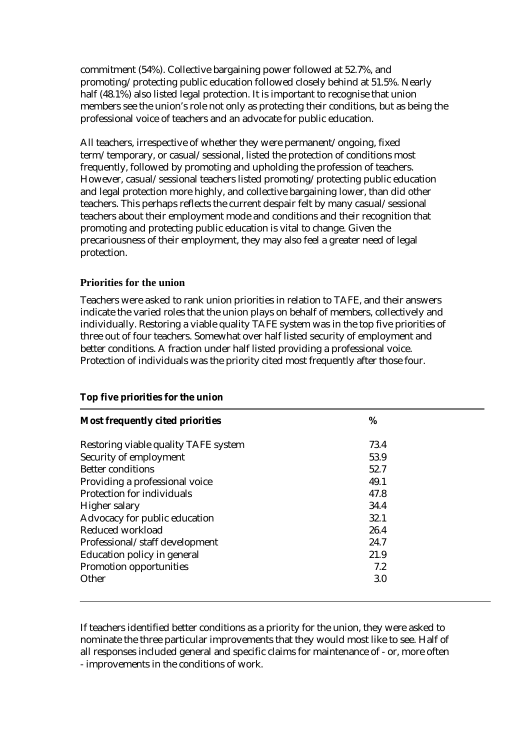commitment (54%). Collective bargaining power followed at 52.7%, and promoting/protecting public education followed closely behind at 51.5%. Nearly half (48.1%) also listed legal protection. It is important to recognise that union members see the union's role not only as protecting their conditions, but as being the professional voice of teachers and an advocate for public education.

All teachers, irrespective of whether they were permanent/ongoing, fixed term/temporary, or casual/sessional, listed the protection of conditions most frequently, followed by promoting and upholding the profession of teachers. However, casual/sessional teachers listed promoting/protecting public education and legal protection more highly, and collective bargaining lower, than did other teachers. This perhaps reflects the current despair felt by many casual/sessional teachers about their employment mode and conditions and their recognition that promoting and protecting public education is vital to change. Given the precariousness of their employment, they may also feel a greater need of legal protection.

### Priorities for the union

Teachers were asked to rank union priorities in relation to TAFE, and their answers indicate the varied roles that the union plays on behalf of members, collectively and individually. Restoring a viable quality TAFE system was in the top five priorities of three out of four teachers. Somewhat over half listed security of employment and better conditions. A fraction under half listed providing a professional voice. Protection of individuals was the priority cited most frequently after those four.

**Top five priorities for the union**

| Most frequently cited priorities | % |
|---|---|
| Restoring viable quality TAFE system | 73.4 |
| Security of employment | 53.9 |
| Better conditions | 52.7 |
| Providing a professional voice | 49.1 |
| Protection for individuals | 47.8 |
| Higher salary | 34.4 |
| Advocacy for public education | 32.1 |
| Reduced workload | 26.4 |
| Professional/staff development | 24.7 |
| Education policy in general | 21.9 |
| Promotion opportunities | 7.2 |
| Other | 3.0 |

If teachers identified better conditions as a priority for the union, they were asked to nominate the three particular improvements that they would most like to see. Half of all responses included general and specific claims for maintenance of - or, more often - improvements in the conditions of work.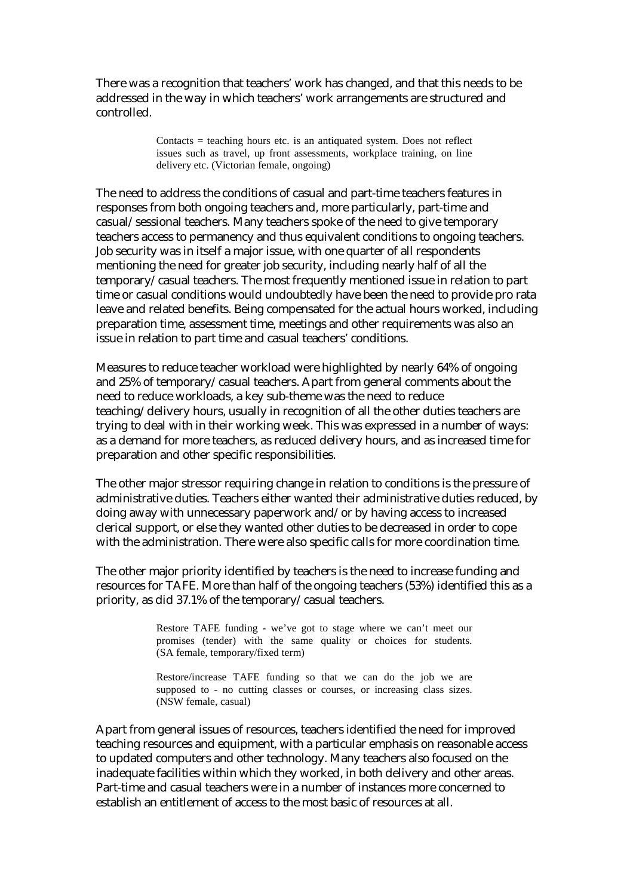There was a recognition that teachers' work has changed, and that this needs to be addressed in the way in which teachers' work arrangements are structured and controlled.

> Contacts = teaching hours etc. is an antiquated system. Does not reflect issues such as travel, up front assessments, workplace training, on line delivery etc. (Victorian female, ongoing)

The need to address the conditions of casual and part-time teachers features in responses from both ongoing teachers and, more particularly, part-time and casual/sessional teachers. Many teachers spoke of the need to give temporary teachers access to permanency and thus equivalent conditions to ongoing teachers. Job security was in itself a major issue, with one quarter of all respondents mentioning the need for greater job security, including nearly half of all the temporary/casual teachers. The most frequently mentioned issue in relation to part time or casual conditions would undoubtedly have been the need to provide pro rata leave and related benefits. Being compensated for the actual hours worked, including preparation time, assessment time, meetings and other requirements was also an issue in relation to part time and casual teachers' conditions.

Measures to reduce teacher workload were highlighted by nearly 64% of ongoing and 25% of temporary/casual teachers. Apart from general comments about the need to reduce workloads, a key sub-theme was the need to reduce teaching/delivery hours, usually in recognition of all the other duties teachers are trying to deal with in their working week. This was expressed in a number of ways: as a demand for more teachers, as reduced delivery hours, and as increased time for preparation and other specific responsibilities.

The other major stressor requiring change in relation to conditions is the pressure of administrative duties. Teachers either wanted their administrative duties reduced, by doing away with unnecessary paperwork and/or by having access to increased clerical support, or else they wanted other duties to be decreased in order to cope with the administration. There were also specific calls for more coordination time.

The other major priority identified by teachers is the need to increase funding and resources for TAFE. More than half of the ongoing teachers (53%) identified this as a priority, as did 37.1% of the temporary/casual teachers.

> Restore TAFE funding - we've got to stage where we can't meet our promises (tender) with the same quality or choices for students. (SA female, temporary/fixed term)

> Restore/increase TAFE funding so that we can do the job we are supposed to - no cutting classes or courses, or increasing class sizes. (NSW female, casual)

Apart from general issues of resources, teachers identified the need for improved teaching resources and equipment, with a particular emphasis on reasonable access to updated computers and other technology. Many teachers also focused on the inadequate facilities within which they worked, in both delivery and other areas. Part-time and casual teachers were in a number of instances more concerned to establish an entitlement of access to the most basic of resources at all.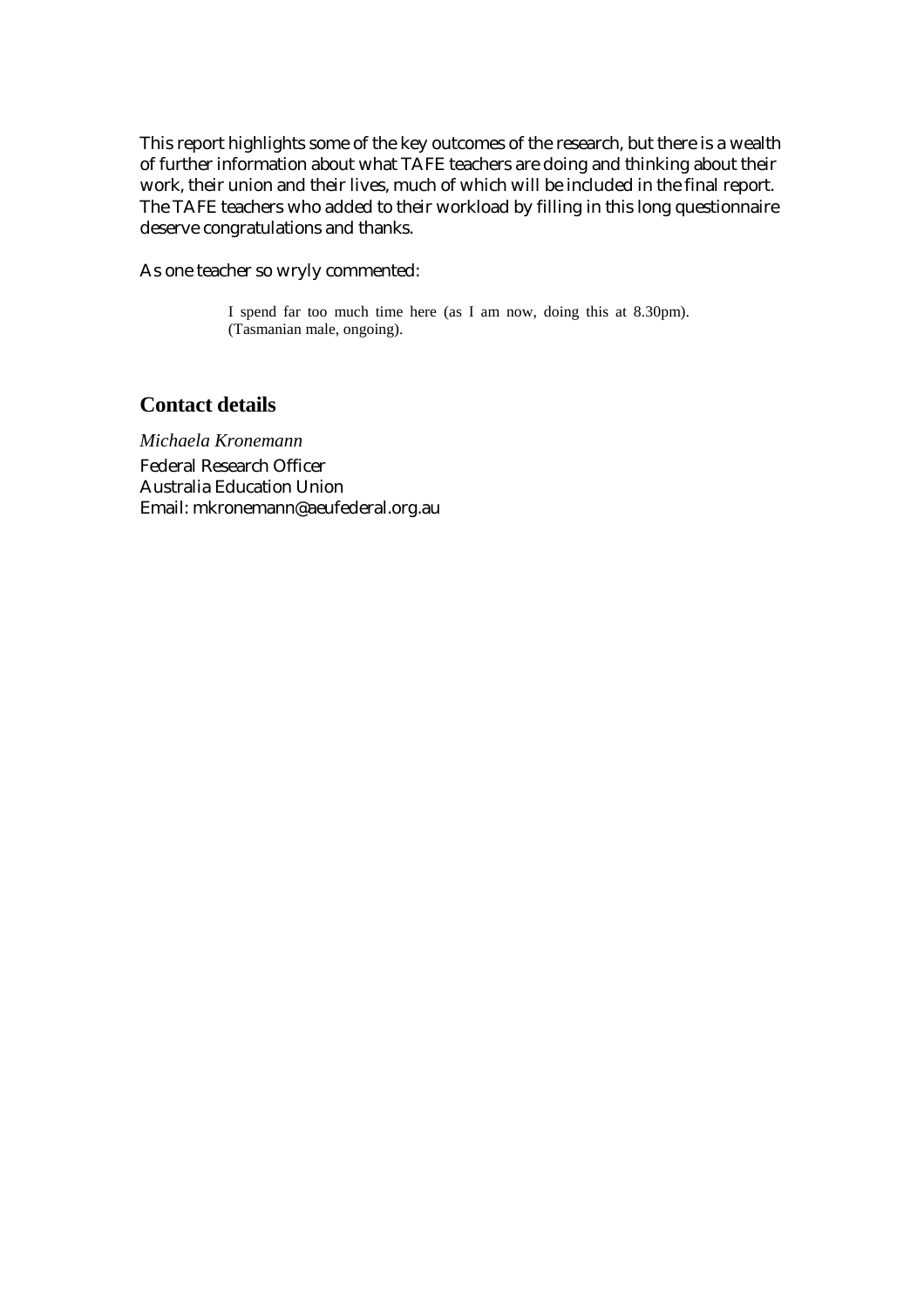This report highlights some of the key outcomes of the research, but there is a wealth of further information about what TAFE teachers are doing and thinking about their work, their union and their lives, much of which will be included in the final report. The TAFE teachers who added to their workload by filling in this long questionnaire deserve congratulations and thanks.

As one teacher so wryly commented:

> I spend far too much time here (as I am now, doing this at 8.30pm). (Tasmanian male, ongoing).

## Contact details

*Michaela Kronemann*
Federal Research Officer
Australia Education Union
Email: mkronemann@aeufederal.org.au